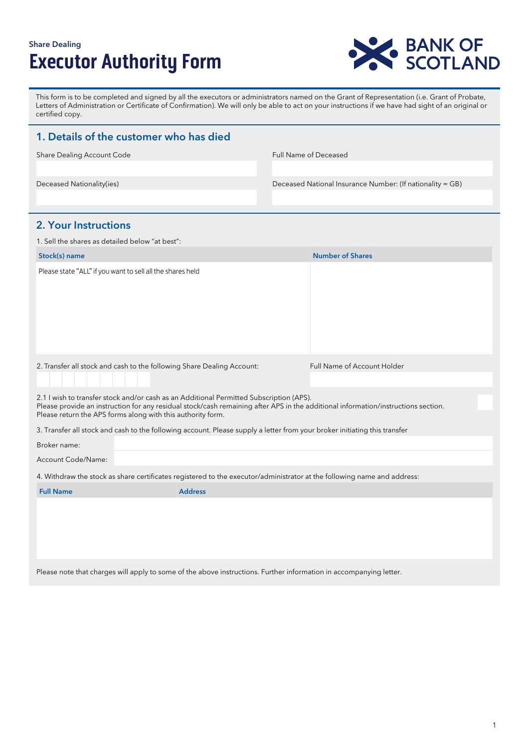Share Dealing

# Executor Authority Form

BANK OF SCOTLAND

This form is to be completed and signed by all the executors or administrators named on the Grant of Representation (i.e. Grant of Probate, Letters of Administration or Certificate of Confirmation). We will only be able to act on your instructions if we have had sight of an original or certified copy.

## 1. Details of the customer who has died

| Share Dealing Account Code | Full Name of Deceased |
|---|---|
| | |

| Deceased Nationality(ies) | Deceased National Insurance Number: (If nationality = GB) |
|---|---|
| | |

## 2. Your Instructions

1. Sell the shares as detailed below "at best":

| Stock(s) name | Number of Shares |
|---|---|
| Please state "ALL" if you want to sell all the shares held | |

2. Transfer all stock and cash to the following Share Dealing Account:

Full Name of Account Holder

2.1 I wish to transfer stock and/or cash as an Additional Permitted Subscription (APS).
Please provide an instruction for any residual stock/cash remaining after APS in the additional information/instructions section.
Please return the APS forms along with this authority form.

3. Transfer all stock and cash to the following account. Please supply a letter from your broker initiating this transfer

Broker name:

Account Code/Name:

4. Withdraw the stock as share certificates registered to the executor/administrator at the following name and address:

| Full Name | Address |
|---|---|
| | |

Please note that charges will apply to some of the above instructions. Further information in accompanying letter.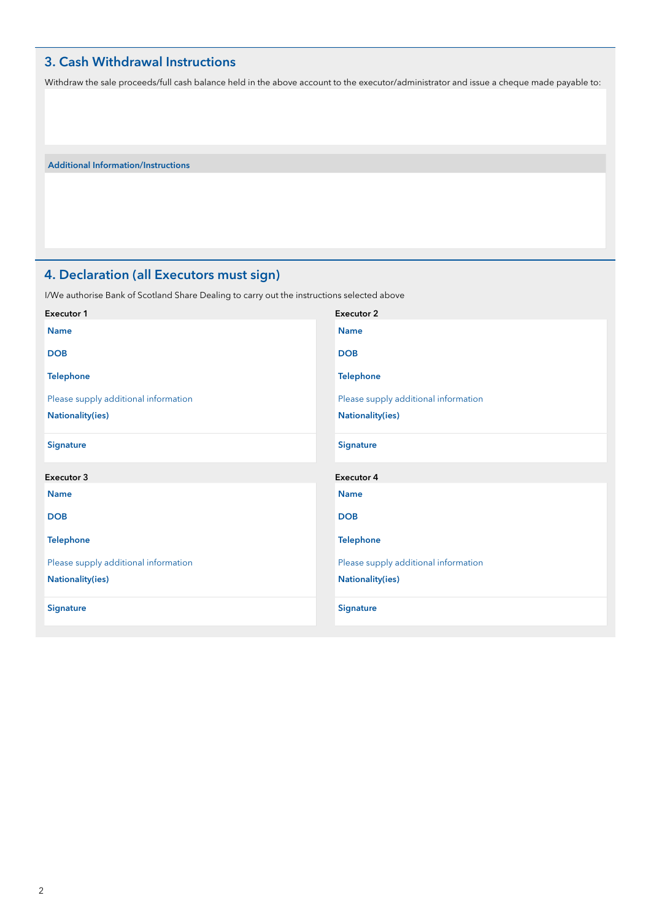## 3. Cash Withdrawal Instructions

Withdraw the sale proceeds/full cash balance held in the above account to the executor/administrator and issue a cheque made payable to:

**Additional Information/Instructions**

## 4. Declaration (all Executors must sign)

I/We authorise Bank of Scotland Share Dealing to carry out the instructions selected above

**Executor 1**

**Name**

**DOB**

**Telephone**

Please supply additional information

**Nationality(ies)**

**Signature**

**Executor 2**

**Name**

**DOB**

**Telephone**

Please supply additional information

**Nationality(ies)**

**Signature**

**Executor 3**

**Name**

**DOB**

**Telephone**

Please supply additional information

**Nationality(ies)**

**Signature**

**Executor 4**

**Name**

**DOB**

**Telephone**

Please supply additional information

**Nationality(ies)**

**Signature**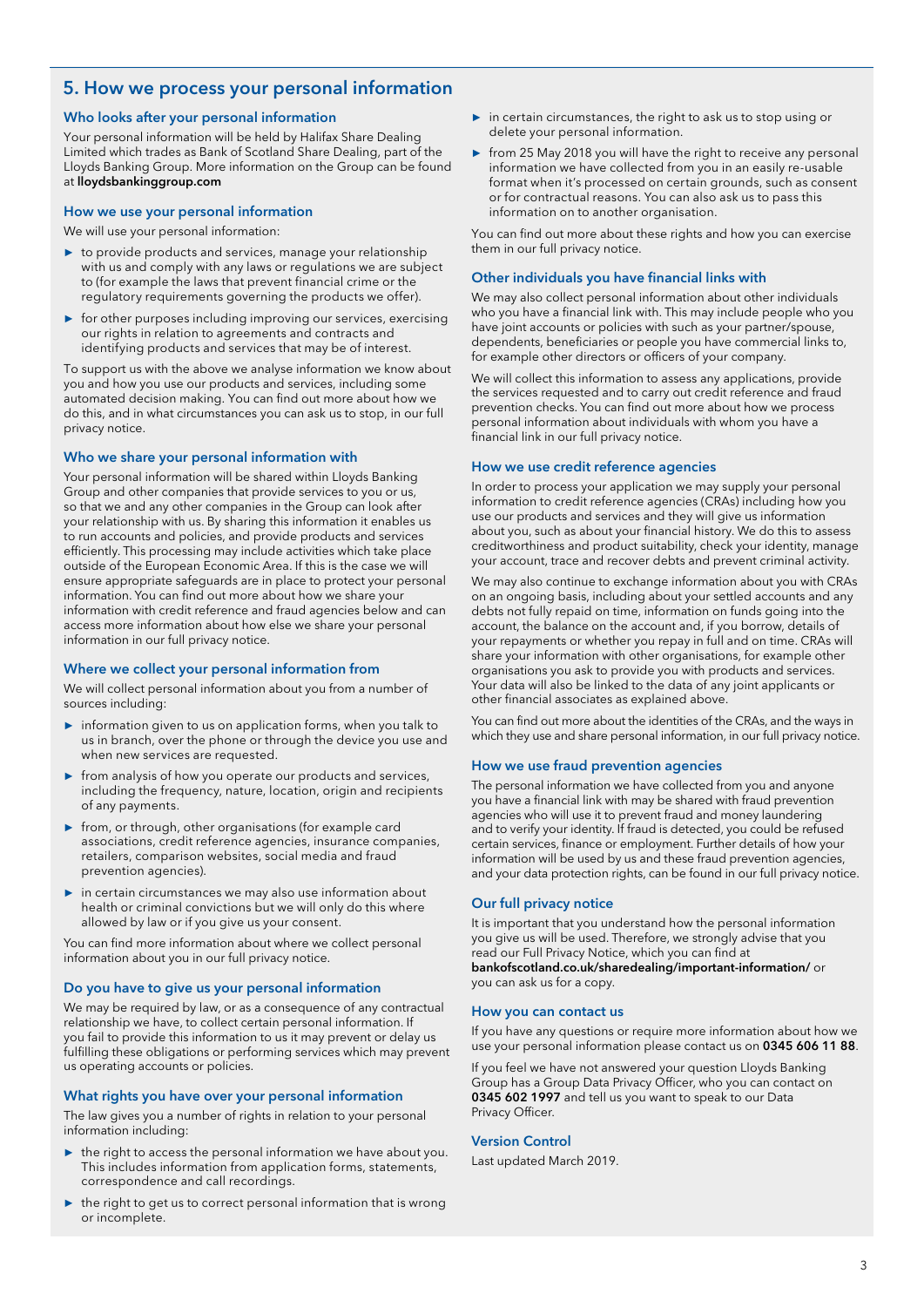## 5. How we process your personal information

### Who looks after your personal information

Your personal information will be held by Halifax Share Dealing Limited which trades as Bank of Scotland Share Dealing, part of the Lloyds Banking Group. More information on the Group can be found at **lloydsbankinggroup.com**

### How we use your personal information

We will use your personal information:

- to provide products and services, manage your relationship with us and comply with any laws or regulations we are subject to (for example the laws that prevent financial crime or the regulatory requirements governing the products we offer).
- for other purposes including improving our services, exercising our rights in relation to agreements and contracts and identifying products and services that may be of interest.

To support us with the above we analyse information we know about you and how you use our products and services, including some automated decision making. You can find out more about how we do this, and in what circumstances you can ask us to stop, in our full privacy notice.

### Who we share your personal information with

Your personal information will be shared within Lloyds Banking Group and other companies that provide services to you or us, so that we and any other companies in the Group can look after your relationship with us. By sharing this information it enables us to run accounts and policies, and provide products and services efficiently. This processing may include activities which take place outside of the European Economic Area. If this is the case we will ensure appropriate safeguards are in place to protect your personal information. You can find out more about how we share your information with credit reference and fraud agencies below and can access more information about how else we share your personal information in our full privacy notice.

### Where we collect your personal information from

We will collect personal information about you from a number of sources including:

- information given to us on application forms, when you talk to us in branch, over the phone or through the device you use and when new services are requested.
- from analysis of how you operate our products and services, including the frequency, nature, location, origin and recipients of any payments.
- from, or through, other organisations (for example card associations, credit reference agencies, insurance companies, retailers, comparison websites, social media and fraud prevention agencies).
- in certain circumstances we may also use information about health or criminal convictions but we will only do this where allowed by law or if you give us your consent.

You can find more information about where we collect personal information about you in our full privacy notice.

### Do you have to give us your personal information

We may be required by law, or as a consequence of any contractual relationship we have, to collect certain personal information. If you fail to provide this information to us it may prevent or delay us fulfilling these obligations or performing services which may prevent us operating accounts or policies.

### What rights you have over your personal information

The law gives you a number of rights in relation to your personal information including:

- the right to access the personal information we have about you. This includes information from application forms, statements, correspondence and call recordings.
- the right to get us to correct personal information that is wrong or incomplete.
- in certain circumstances, the right to ask us to stop using or delete your personal information.
- from 25 May 2018 you will have the right to receive any personal information we have collected from you in an easily re-usable format when it's processed on certain grounds, such as consent or for contractual reasons. You can also ask us to pass this information on to another organisation.

You can find out more about these rights and how you can exercise them in our full privacy notice.

### Other individuals you have financial links with

We may also collect personal information about other individuals who you have a financial link with. This may include people who you have joint accounts or policies with such as your partner/spouse, dependents, beneficiaries or people you have commercial links to, for example other directors or officers of your company.

We will collect this information to assess any applications, provide the services requested and to carry out credit reference and fraud prevention checks. You can find out more about how we process personal information about individuals with whom you have a financial link in our full privacy notice.

### How we use credit reference agencies

In order to process your application we may supply your personal information to credit reference agencies (CRAs) including how you use our products and services and they will give us information about you, such as about your financial history. We do this to assess creditworthiness and product suitability, check your identity, manage your account, trace and recover debts and prevent criminal activity.

We may also continue to exchange information about you with CRAs on an ongoing basis, including about your settled accounts and any debts not fully repaid on time, information on funds going into the account, the balance on the account and, if you borrow, details of your repayments or whether you repay in full and on time. CRAs will share your information with other organisations, for example other organisations you ask to provide you with products and services. Your data will also be linked to the data of any joint applicants or other financial associates as explained above.

You can find out more about the identities of the CRAs, and the ways in which they use and share personal information, in our full privacy notice.

### How we use fraud prevention agencies

The personal information we have collected from you and anyone you have a financial link with may be shared with fraud prevention agencies who will use it to prevent fraud and money laundering and to verify your identity. If fraud is detected, you could be refused certain services, finance or employment. Further details of how your information will be used by us and these fraud prevention agencies, and your data protection rights, can be found in our full privacy notice.

### Our full privacy notice

It is important that you understand how the personal information you give us will be used. Therefore, we strongly advise that you read our Full Privacy Notice, which you can find at **bankofscotland.co.uk/sharedealing/important-information/** or you can ask us for a copy.

### How you can contact us

If you have any questions or require more information about how we use your personal information please contact us on **0345 606 11 88**.

If you feel we have not answered your question Lloyds Banking Group has a Group Data Privacy Officer, who you can contact on **0345 602 1997** and tell us you want to speak to our Data Privacy Officer.

### Version Control

Last updated March 2019.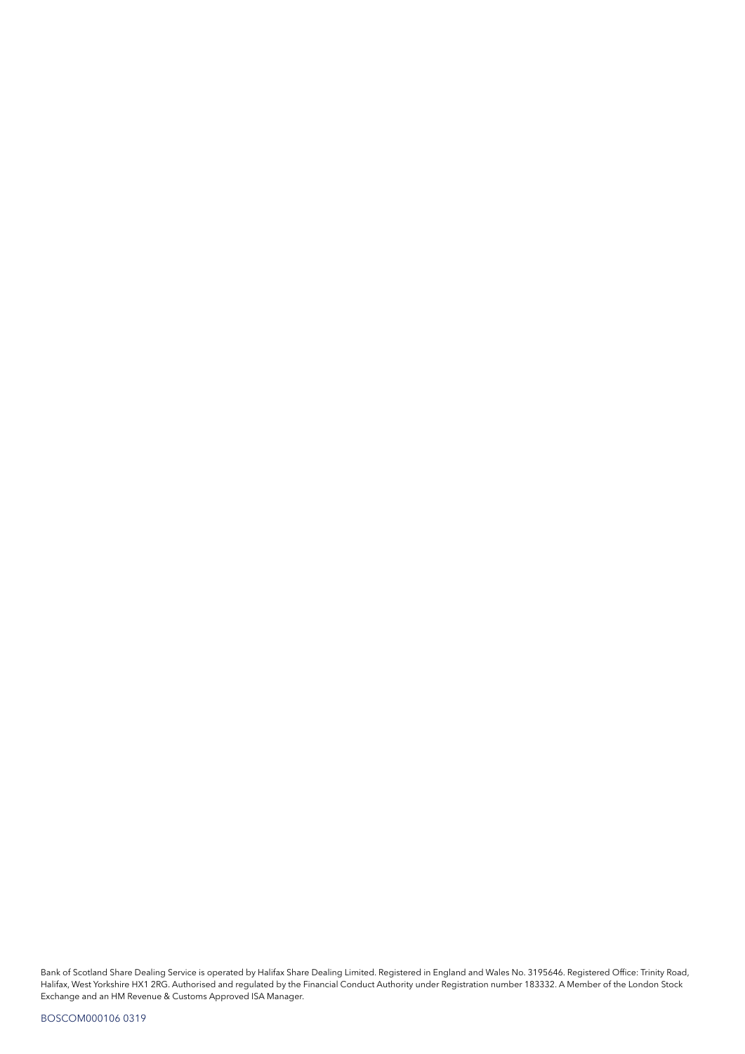Bank of Scotland Share Dealing Service is operated by Halifax Share Dealing Limited. Registered in England and Wales No. 3195646. Registered Office: Trinity Road, Halifax, West Yorkshire HX1 2RG. Authorised and regulated by the Financial Conduct Authority under Registration number 183332. A Member of the London Stock Exchange and an HM Revenue & Customs Approved ISA Manager.

BOSCOM000106 0319